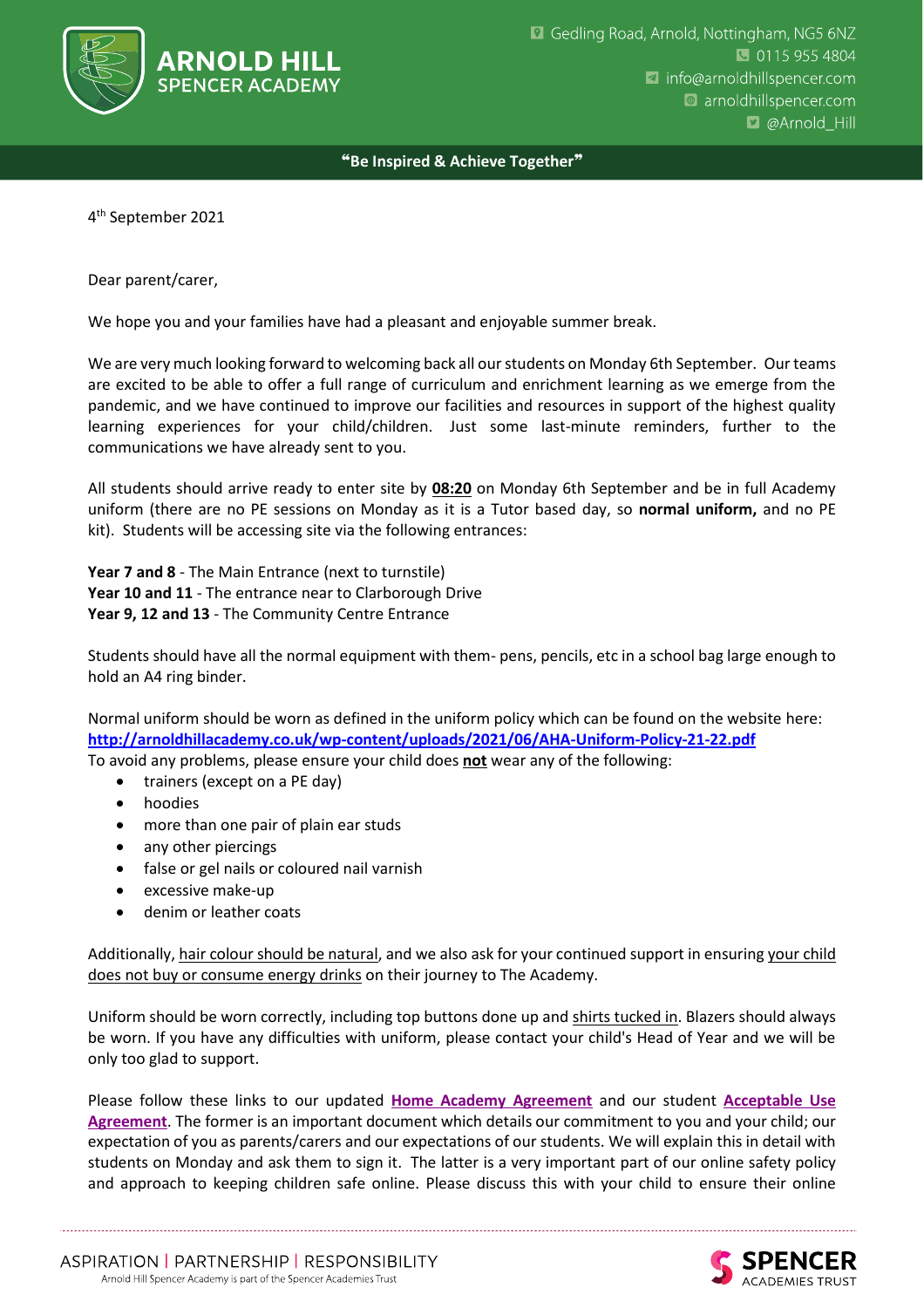**ARNOLD HILL**
SPENCER ACADEMY

Gedling Road, Arnold, Nottingham, NG5 6NZ
0115 955 4804
info@arnoldhillspencer.com
arnoldhillspencer.com
@Arnold_Hill

**"Be Inspired & Achieve Together"**

4th September 2021

Dear parent/carer,

We hope you and your families have had a pleasant and enjoyable summer break.

We are very much looking forward to welcoming back all our students on Monday 6th September. Our teams are excited to be able to offer a full range of curriculum and enrichment learning as we emerge from the pandemic, and we have continued to improve our facilities and resources in support of the highest quality learning experiences for your child/children. Just some last-minute reminders, further to the communications we have already sent to you.

All students should arrive ready to enter site by **08:20** on Monday 6th September and be in full Academy uniform (there are no PE sessions on Monday as it is a Tutor based day, so **normal uniform,** and no PE kit). Students will be accessing site via the following entrances:

**Year 7 and 8** - The Main Entrance (next to turnstile)
**Year 10 and 11** - The entrance near to Clarborough Drive
**Year 9, 12 and 13** - The Community Centre Entrance

Students should have all the normal equipment with them- pens, pencils, etc in a school bag large enough to hold an A4 ring binder.

Normal uniform should be worn as defined in the uniform policy which can be found on the website here: **http://arnoldhillacademy.co.uk/wp-content/uploads/2021/06/AHA-Uniform-Policy-21-22.pdf**
To avoid any problems, please ensure your child does **not** wear any of the following:

- trainers (except on a PE day)
- hoodies
- more than one pair of plain ear studs
- any other piercings
- false or gel nails or coloured nail varnish
- excessive make-up
- denim or leather coats

Additionally, hair colour should be natural, and we also ask for your continued support in ensuring your child does not buy or consume energy drinks on their journey to The Academy.

Uniform should be worn correctly, including top buttons done up and shirts tucked in. Blazers should always be worn. If you have any difficulties with uniform, please contact your child's Head of Year and we will be only too glad to support.

Please follow these links to our updated **Home Academy Agreement** and our student **Acceptable Use Agreement**. The former is an important document which details our commitment to you and your child; our expectation of you as parents/carers and our expectations of our students. We will explain this in detail with students on Monday and ask them to sign it. The latter is a very important part of our online safety policy and approach to keeping children safe online. Please discuss this with your child to ensure their online

ASPIRATION | PARTNERSHIP | RESPONSIBILITY
Arnold Hill Spencer Academy is part of the Spencer Academies Trust

**SPENCER**
ACADEMIES TRUST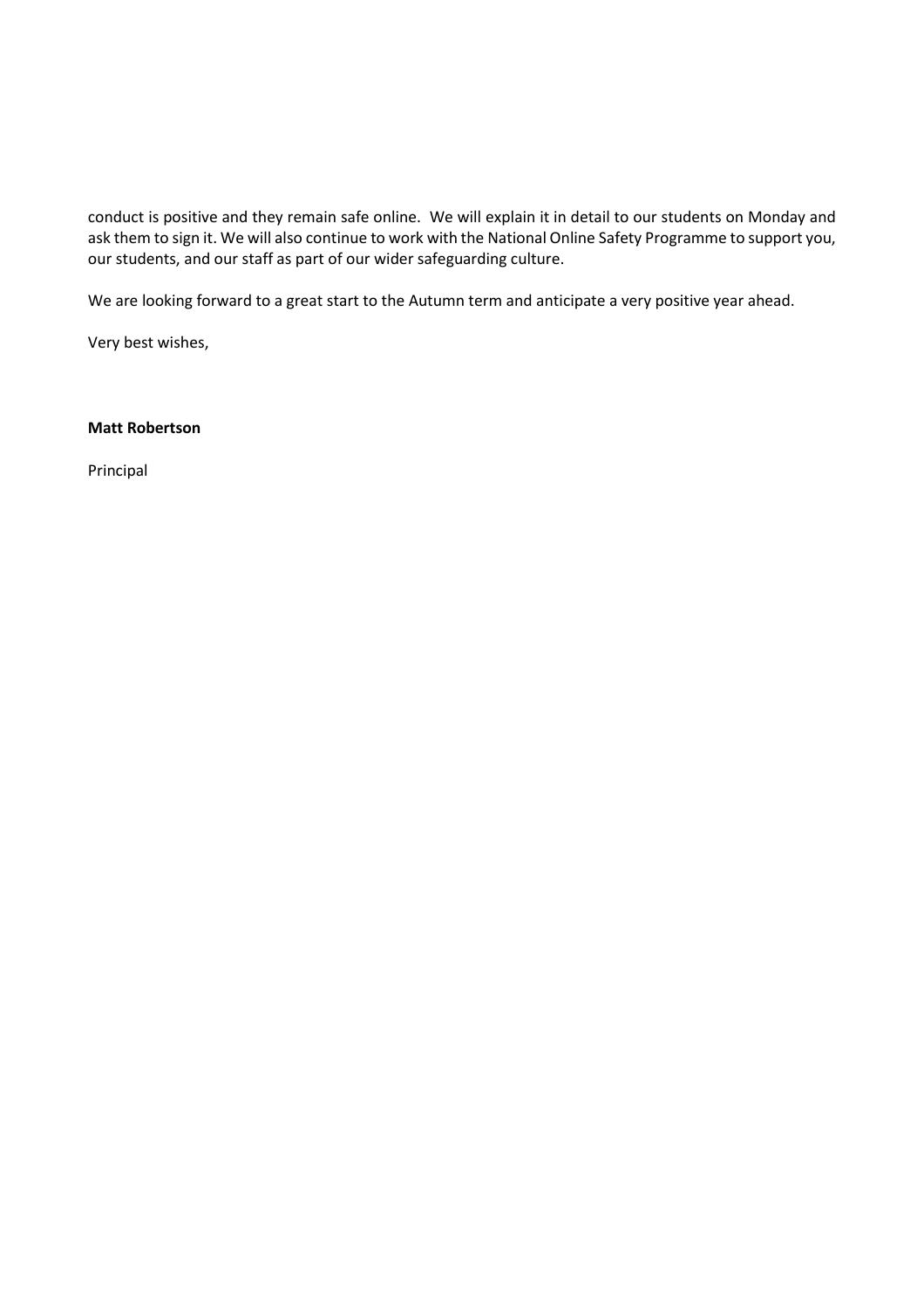conduct is positive and they remain safe online.  We will explain it in detail to our students on Monday and ask them to sign it. We will also continue to work with the National Online Safety Programme to support you, our students, and our staff as part of our wider safeguarding culture.

We are looking forward to a great start to the Autumn term and anticipate a very positive year ahead.

Very best wishes,

**Matt Robertson**

Principal